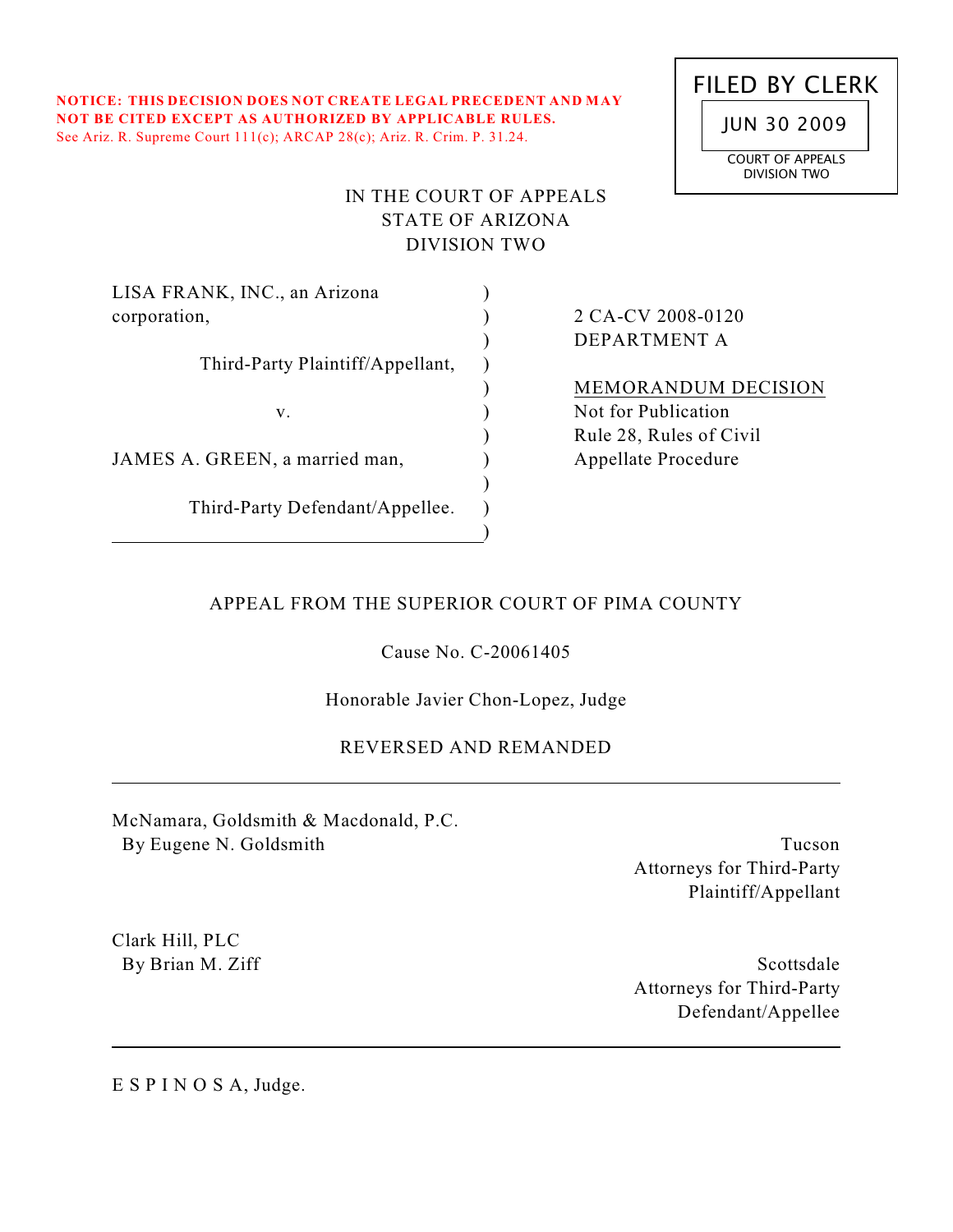**NOTICE: THIS DECISION DOES NOT CREATE LEGAL PRECEDENT AND MAY NOT BE CITED EXCEPT AS AUTHORIZED BY APPLICABLE RULES.**
See Ariz. R. Supreme Court 111(c); ARCAP 28(c); Ariz. R. Crim. P. 31.24.

FILED BY CLERK

JUN 30 2009

COURT OF APPEALS
DIVISION TWO

IN THE COURT OF APPEALS
STATE OF ARIZONA
DIVISION TWO

LISA FRANK, INC., an Arizona corporation,

Third-Party Plaintiff/Appellant,

v.

JAMES A. GREEN, a married man,

Third-Party Defendant/Appellee.

2 CA-CV 2008-0120
DEPARTMENT A

MEMORANDUM DECISION
Not for Publication
Rule 28, Rules of Civil Appellate Procedure

APPEAL FROM THE SUPERIOR COURT OF PIMA COUNTY

Cause No. C-20061405

Honorable Javier Chon-Lopez, Judge

REVERSED AND REMANDED

---

McNamara, Goldsmith & Macdonald, P.C.
By Eugene N. Goldsmith — Tucson
Attorneys for Third-Party Plaintiff/Appellant

Clark Hill, PLC
By Brian M. Ziff — Scottsdale
Attorneys for Third-Party Defendant/Appellee

---

E S P I N O S A, Judge.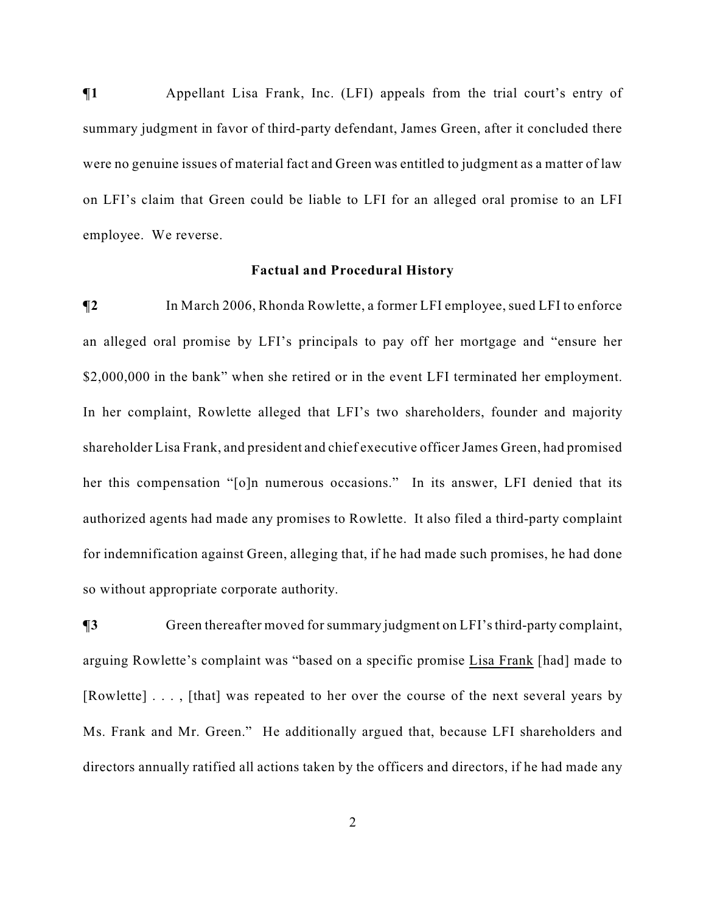**¶1** Appellant Lisa Frank, Inc. (LFI) appeals from the trial court's entry of summary judgment in favor of third-party defendant, James Green, after it concluded there were no genuine issues of material fact and Green was entitled to judgment as a matter of law on LFI's claim that Green could be liable to LFI for an alleged oral promise to an LFI employee. We reverse.

### Factual and Procedural History

**¶2** In March 2006, Rhonda Rowlette, a former LFI employee, sued LFI to enforce an alleged oral promise by LFI's principals to pay off her mortgage and "ensure her $2,000,000 in the bank" when she retired or in the event LFI terminated her employment. In her complaint, Rowlette alleged that LFI's two shareholders, founder and majority shareholder Lisa Frank, and president and chief executive officer James Green, had promised her this compensation "[o]n numerous occasions." In its answer, LFI denied that its authorized agents had made any promises to Rowlette. It also filed a third-party complaint for indemnification against Green, alleging that, if he had made such promises, he had done so without appropriate corporate authority.

**¶3** Green thereafter moved for summary judgment on LFI's third-party complaint, arguing Rowlette's complaint was "based on a specific promise <u>Lisa Frank</u> [had] made to [Rowlette] . . . , [that] was repeated to her over the course of the next several years by Ms. Frank and Mr. Green." He additionally argued that, because LFI shareholders and directors annually ratified all actions taken by the officers and directors, if he had made any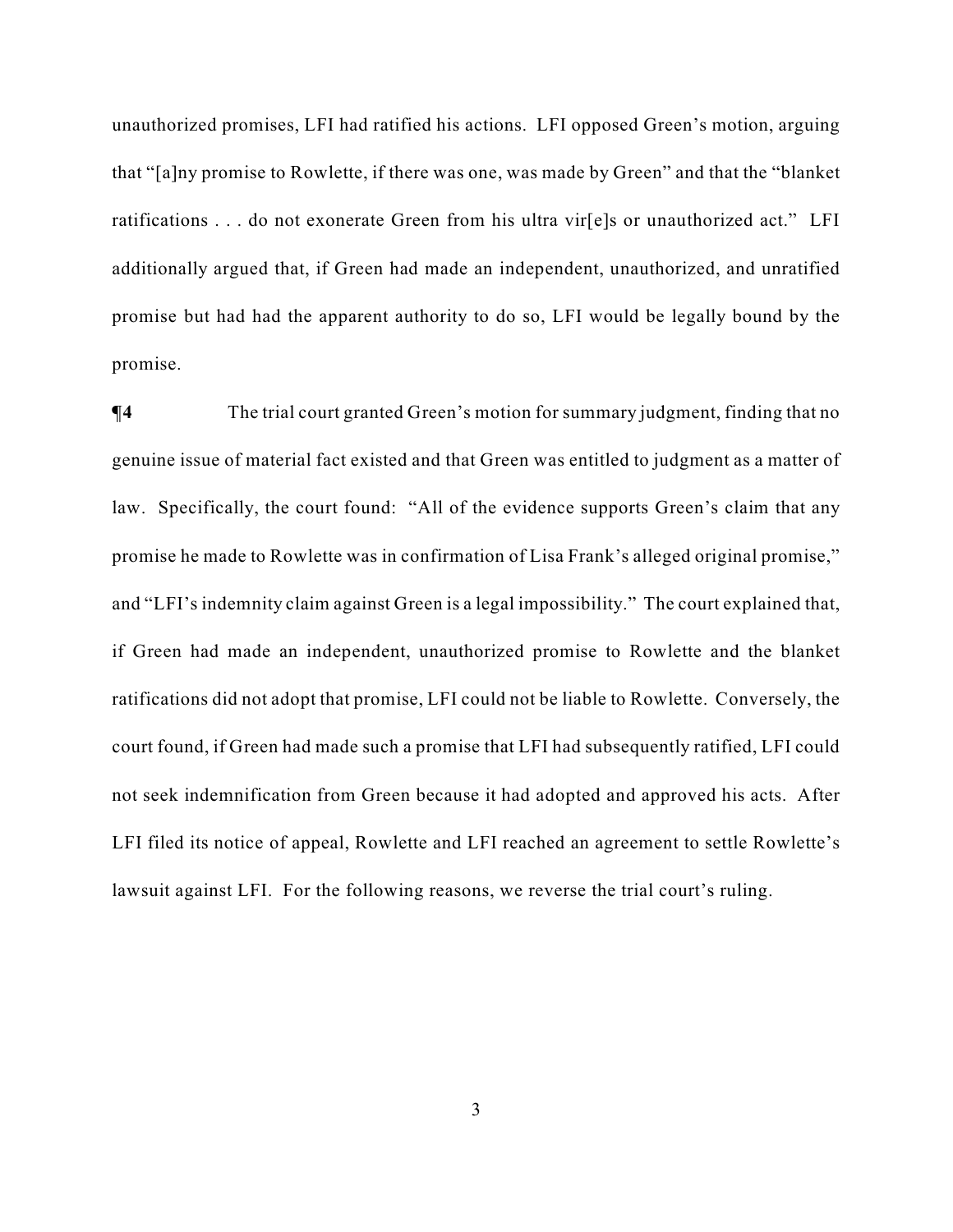unauthorized promises, LFI had ratified his actions. LFI opposed Green's motion, arguing that "[a]ny promise to Rowlette, if there was one, was made by Green" and that the "blanket ratifications . . . do not exonerate Green from his ultra vir[e]s or unauthorized act." LFI additionally argued that, if Green had made an independent, unauthorized, and unratified promise but had had the apparent authority to do so, LFI would be legally bound by the promise.

**¶4** The trial court granted Green's motion for summary judgment, finding that no genuine issue of material fact existed and that Green was entitled to judgment as a matter of law. Specifically, the court found: "All of the evidence supports Green's claim that any promise he made to Rowlette was in confirmation of Lisa Frank's alleged original promise," and "LFI's indemnity claim against Green is a legal impossibility." The court explained that, if Green had made an independent, unauthorized promise to Rowlette and the blanket ratifications did not adopt that promise, LFI could not be liable to Rowlette. Conversely, the court found, if Green had made such a promise that LFI had subsequently ratified, LFI could not seek indemnification from Green because it had adopted and approved his acts. After LFI filed its notice of appeal, Rowlette and LFI reached an agreement to settle Rowlette's lawsuit against LFI. For the following reasons, we reverse the trial court's ruling.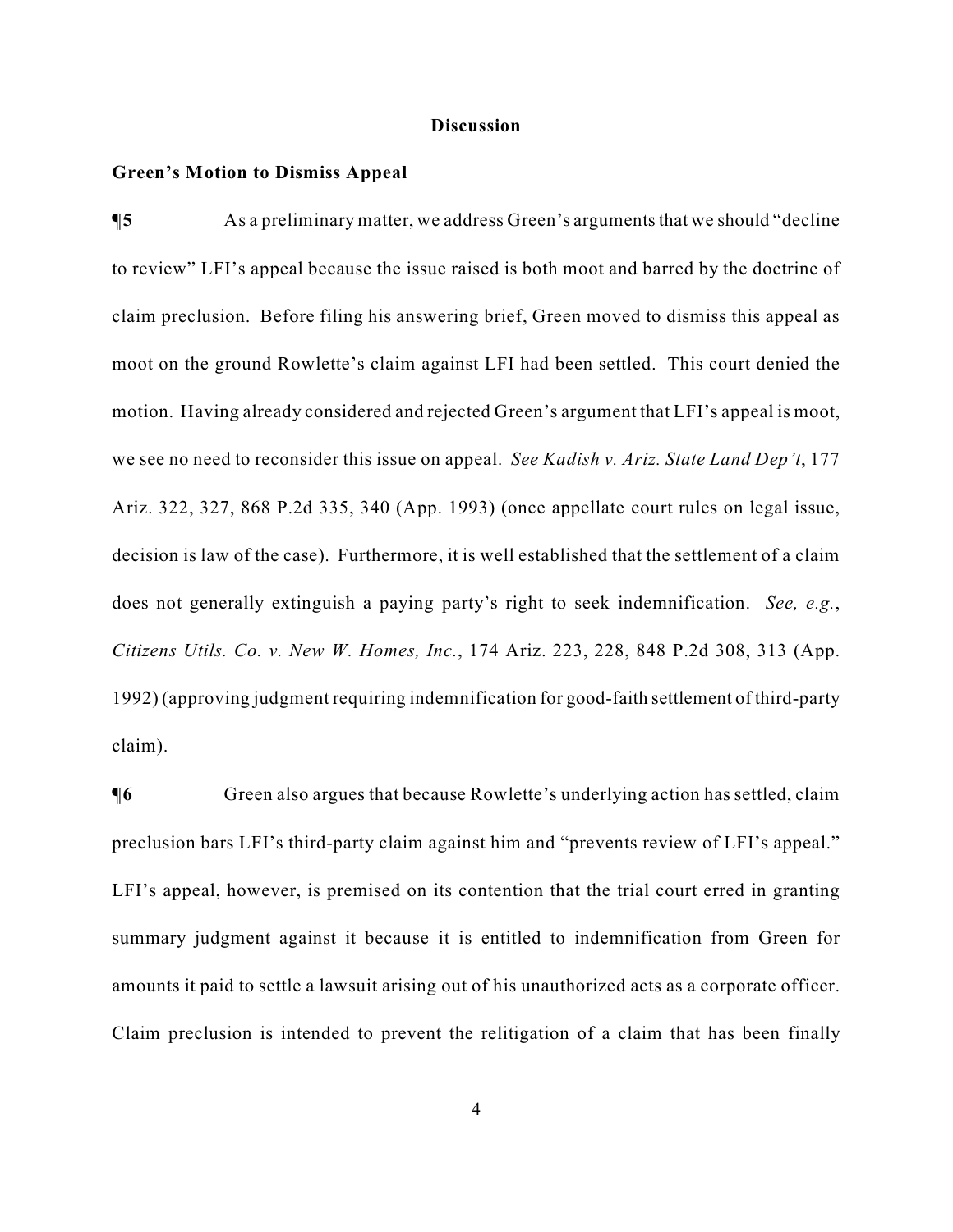## Discussion

### Green's Motion to Dismiss Appeal

**¶5** As a preliminary matter, we address Green's arguments that we should "decline to review" LFI's appeal because the issue raised is both moot and barred by the doctrine of claim preclusion. Before filing his answering brief, Green moved to dismiss this appeal as moot on the ground Rowlette's claim against LFI had been settled. This court denied the motion. Having already considered and rejected Green's argument that LFI's appeal is moot, we see no need to reconsider this issue on appeal. *See Kadish v. Ariz. State Land Dep't*, 177 Ariz. 322, 327, 868 P.2d 335, 340 (App. 1993) (once appellate court rules on legal issue, decision is law of the case). Furthermore, it is well established that the settlement of a claim does not generally extinguish a paying party's right to seek indemnification. *See, e.g.*, *Citizens Utils. Co. v. New W. Homes, Inc.*, 174 Ariz. 223, 228, 848 P.2d 308, 313 (App. 1992) (approving judgment requiring indemnification for good-faith settlement of third-party claim).

**¶6** Green also argues that because Rowlette's underlying action has settled, claim preclusion bars LFI's third-party claim against him and "prevents review of LFI's appeal." LFI's appeal, however, is premised on its contention that the trial court erred in granting summary judgment against it because it is entitled to indemnification from Green for amounts it paid to settle a lawsuit arising out of his unauthorized acts as a corporate officer. Claim preclusion is intended to prevent the relitigation of a claim that has been finally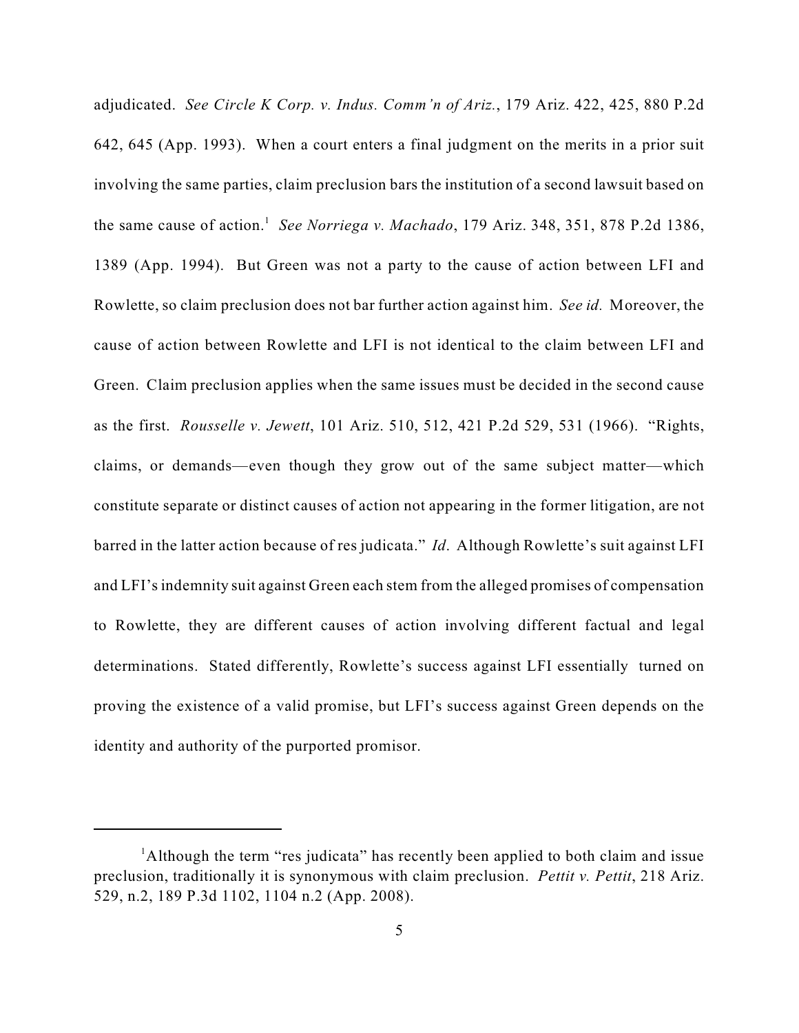adjudicated. *See Circle K Corp. v. Indus. Comm'n of Ariz.*, 179 Ariz. 422, 425, 880 P.2d 642, 645 (App. 1993). When a court enters a final judgment on the merits in a prior suit involving the same parties, claim preclusion bars the institution of a second lawsuit based on the same cause of action.[1] *See Norriega v. Machado*, 179 Ariz. 348, 351, 878 P.2d 1386, 1389 (App. 1994). But Green was not a party to the cause of action between LFI and Rowlette, so claim preclusion does not bar further action against him. *See id.* Moreover, the cause of action between Rowlette and LFI is not identical to the claim between LFI and Green. Claim preclusion applies when the same issues must be decided in the second cause as the first. *Rousselle v. Jewett*, 101 Ariz. 510, 512, 421 P.2d 529, 531 (1966). "Rights, claims, or demands—even though they grow out of the same subject matter—which constitute separate or distinct causes of action not appearing in the former litigation, are not barred in the latter action because of res judicata." *Id*. Although Rowlette's suit against LFI and LFI's indemnity suit against Green each stem from the alleged promises of compensation to Rowlette, they are different causes of action involving different factual and legal determinations. Stated differently, Rowlette's success against LFI essentially turned on proving the existence of a valid promise, but LFI's success against Green depends on the identity and authority of the purported promisor.

---

[1]Although the term "res judicata" has recently been applied to both claim and issue preclusion, traditionally it is synonymous with claim preclusion. *Pettit v. Pettit*, 218 Ariz. 529, n.2, 189 P.3d 1102, 1104 n.2 (App. 2008).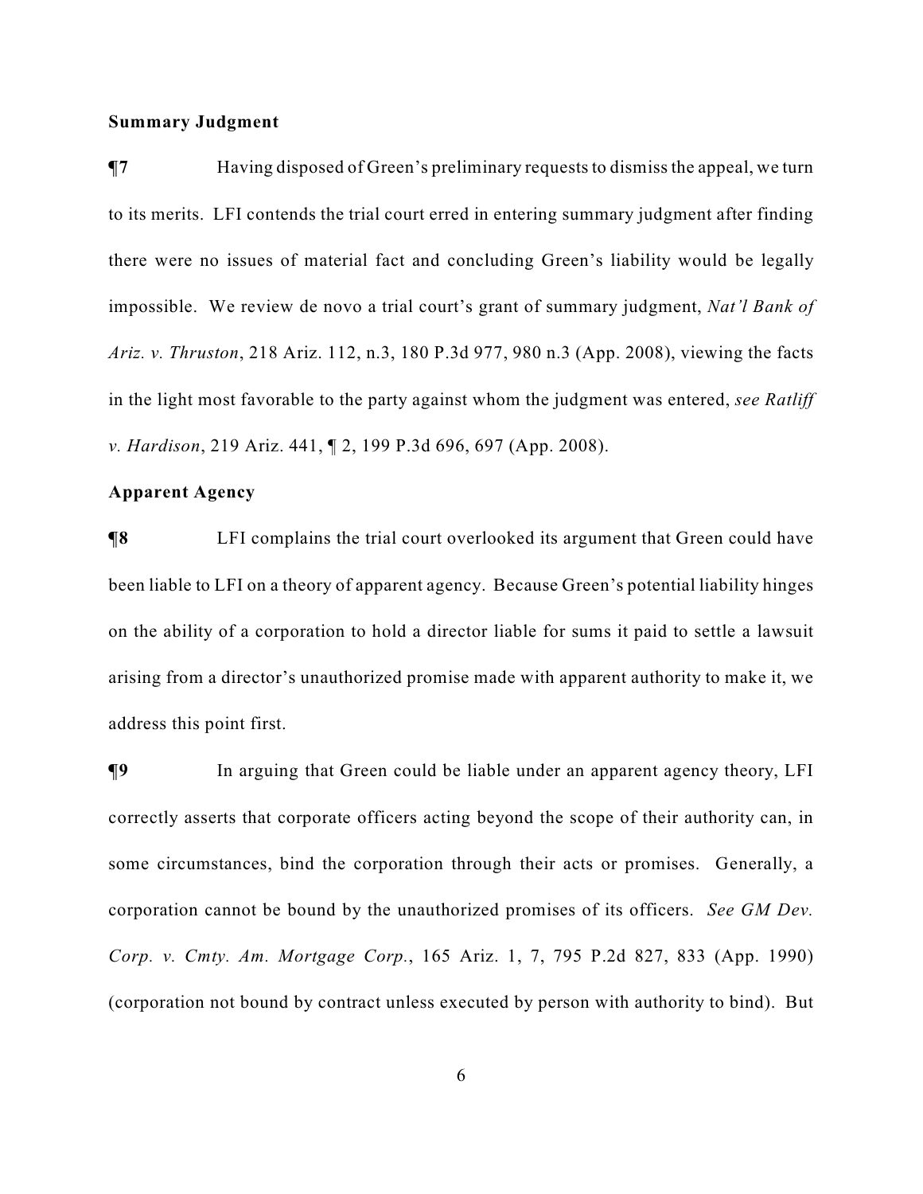**Summary Judgment**

**¶7** Having disposed of Green's preliminary requests to dismiss the appeal, we turn to its merits. LFI contends the trial court erred in entering summary judgment after finding there were no issues of material fact and concluding Green's liability would be legally impossible. We review de novo a trial court's grant of summary judgment, *Nat'l Bank of Ariz. v. Thruston*, 218 Ariz. 112, n.3, 180 P.3d 977, 980 n.3 (App. 2008), viewing the facts in the light most favorable to the party against whom the judgment was entered, *see Ratliff v. Hardison*, 219 Ariz. 441, ¶ 2, 199 P.3d 696, 697 (App. 2008).

**Apparent Agency**

**¶8** LFI complains the trial court overlooked its argument that Green could have been liable to LFI on a theory of apparent agency. Because Green's potential liability hinges on the ability of a corporation to hold a director liable for sums it paid to settle a lawsuit arising from a director's unauthorized promise made with apparent authority to make it, we address this point first.

**¶9** In arguing that Green could be liable under an apparent agency theory, LFI correctly asserts that corporate officers acting beyond the scope of their authority can, in some circumstances, bind the corporation through their acts or promises. Generally, a corporation cannot be bound by the unauthorized promises of its officers. *See GM Dev. Corp. v. Cmty. Am. Mortgage Corp.*, 165 Ariz. 1, 7, 795 P.2d 827, 833 (App. 1990) (corporation not bound by contract unless executed by person with authority to bind). But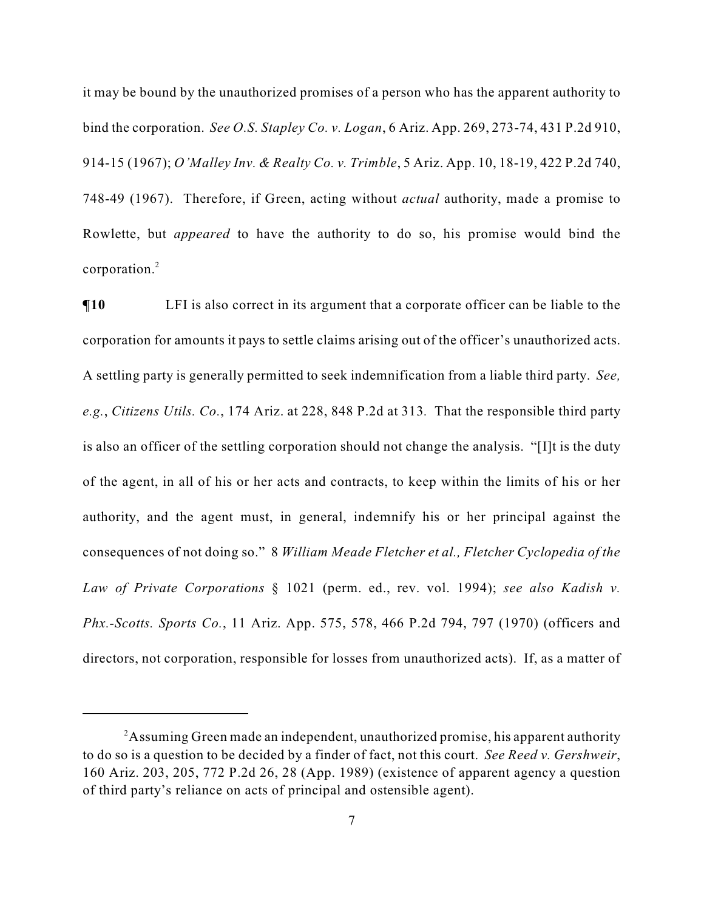it may be bound by the unauthorized promises of a person who has the apparent authority to bind the corporation. *See O.S. Stapley Co. v. Logan*, 6 Ariz. App. 269, 273-74, 431 P.2d 910, 914-15 (1967); *O'Malley Inv. & Realty Co. v. Trimble*, 5 Ariz. App. 10, 18-19, 422 P.2d 740, 748-49 (1967). Therefore, if Green, acting without *actual* authority, made a promise to Rowlette, but *appeared* to have the authority to do so, his promise would bind the corporation.[2]

**¶10** LFI is also correct in its argument that a corporate officer can be liable to the corporation for amounts it pays to settle claims arising out of the officer's unauthorized acts. A settling party is generally permitted to seek indemnification from a liable third party. *See, e.g.*, *Citizens Utils. Co.*, 174 Ariz. at 228, 848 P.2d at 313. That the responsible third party is also an officer of the settling corporation should not change the analysis. "[I]t is the duty of the agent, in all of his or her acts and contracts, to keep within the limits of his or her authority, and the agent must, in general, indemnify his or her principal against the consequences of not doing so." 8 *William Meade Fletcher et al., Fletcher Cyclopedia of the Law of Private Corporations* § 1021 (perm. ed., rev. vol. 1994); *see also Kadish v. Phx.-Scotts. Sports Co.*, 11 Ariz. App. 575, 578, 466 P.2d 794, 797 (1970) (officers and directors, not corporation, responsible for losses from unauthorized acts). If, as a matter of

---

[2] Assuming Green made an independent, unauthorized promise, his apparent authority to do so is a question to be decided by a finder of fact, not this court. *See Reed v. Gershweir*, 160 Ariz. 203, 205, 772 P.2d 26, 28 (App. 1989) (existence of apparent agency a question of third party's reliance on acts of principal and ostensible agent).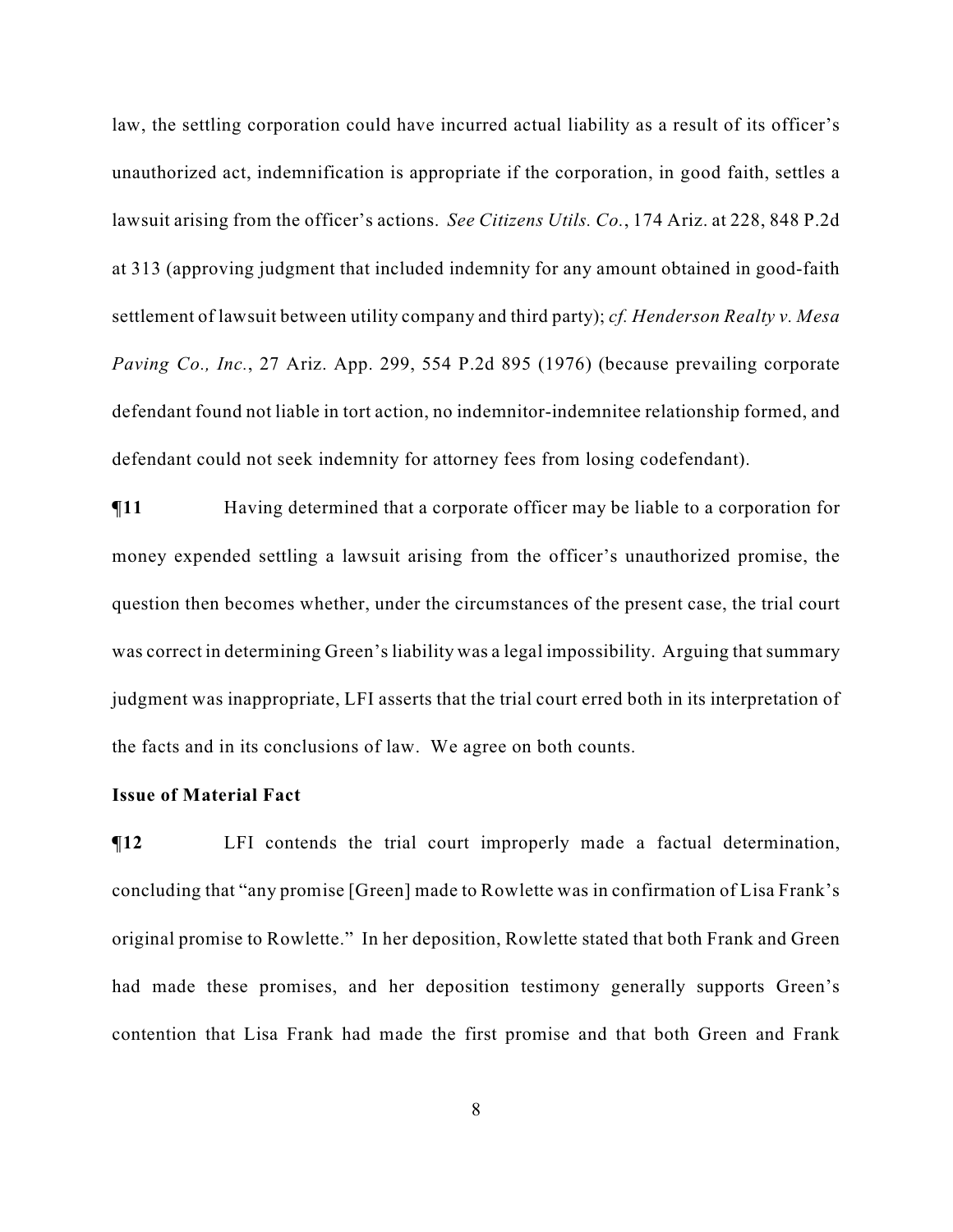law, the settling corporation could have incurred actual liability as a result of its officer's unauthorized act, indemnification is appropriate if the corporation, in good faith, settles a lawsuit arising from the officer's actions. *See Citizens Utils. Co.*, 174 Ariz. at 228, 848 P.2d at 313 (approving judgment that included indemnity for any amount obtained in good-faith settlement of lawsuit between utility company and third party); *cf. Henderson Realty v. Mesa Paving Co., Inc.*, 27 Ariz. App. 299, 554 P.2d 895 (1976) (because prevailing corporate defendant found not liable in tort action, no indemnitor-indemnitee relationship formed, and defendant could not seek indemnity for attorney fees from losing codefendant).

**¶11** Having determined that a corporate officer may be liable to a corporation for money expended settling a lawsuit arising from the officer's unauthorized promise, the question then becomes whether, under the circumstances of the present case, the trial court was correct in determining Green's liability was a legal impossibility. Arguing that summary judgment was inappropriate, LFI asserts that the trial court erred both in its interpretation of the facts and in its conclusions of law. We agree on both counts.

**Issue of Material Fact**

**¶12** LFI contends the trial court improperly made a factual determination, concluding that "any promise [Green] made to Rowlette was in confirmation of Lisa Frank's original promise to Rowlette." In her deposition, Rowlette stated that both Frank and Green had made these promises, and her deposition testimony generally supports Green's contention that Lisa Frank had made the first promise and that both Green and Frank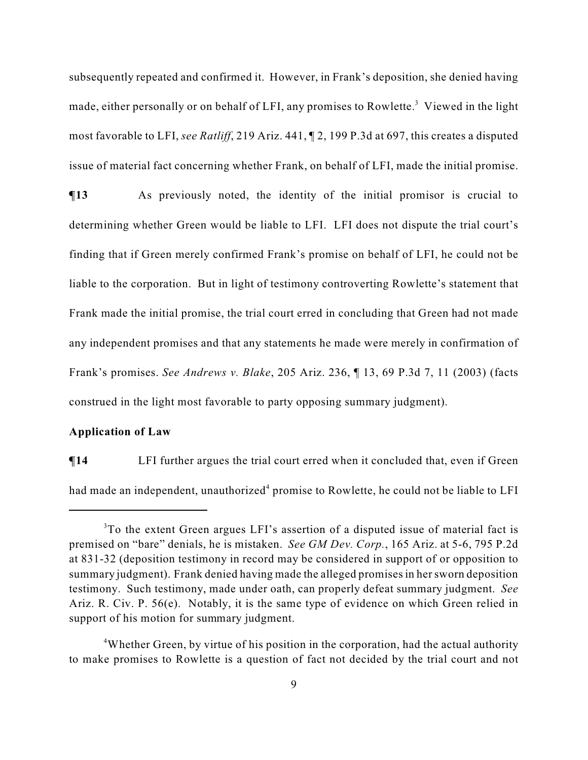subsequently repeated and confirmed it. However, in Frank's deposition, she denied having made, either personally or on behalf of LFI, any promises to Rowlette.[3] Viewed in the light most favorable to LFI, *see Ratliff*, 219 Ariz. 441, ¶ 2, 199 P.3d at 697, this creates a disputed issue of material fact concerning whether Frank, on behalf of LFI, made the initial promise.

**¶13** As previously noted, the identity of the initial promisor is crucial to determining whether Green would be liable to LFI. LFI does not dispute the trial court's finding that if Green merely confirmed Frank's promise on behalf of LFI, he could not be liable to the corporation. But in light of testimony controverting Rowlette's statement that Frank made the initial promise, the trial court erred in concluding that Green had not made any independent promises and that any statements he made were merely in confirmation of Frank's promises. *See Andrews v. Blake*, 205 Ariz. 236, ¶ 13, 69 P.3d 7, 11 (2003) (facts construed in the light most favorable to party opposing summary judgment).

**Application of Law**

**¶14** LFI further argues the trial court erred when it concluded that, even if Green had made an independent, unauthorized[4] promise to Rowlette, he could not be liable to LFI

---

[3]To the extent Green argues LFI's assertion of a disputed issue of material fact is premised on "bare" denials, he is mistaken. *See GM Dev. Corp.*, 165 Ariz. at 5-6, 795 P.2d at 831-32 (deposition testimony in record may be considered in support of or opposition to summary judgment). Frank denied having made the alleged promises in her sworn deposition testimony. Such testimony, made under oath, can properly defeat summary judgment. *See* Ariz. R. Civ. P. 56(e). Notably, it is the same type of evidence on which Green relied in support of his motion for summary judgment.

[4]Whether Green, by virtue of his position in the corporation, had the actual authority to make promises to Rowlette is a question of fact not decided by the trial court and not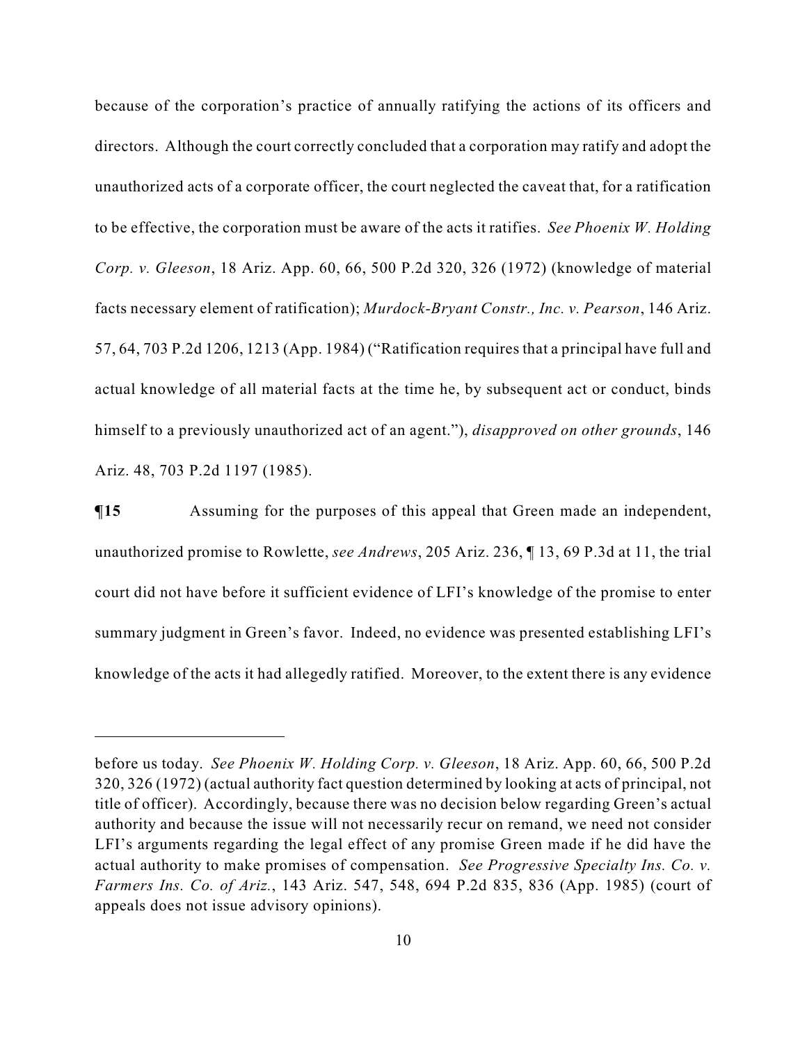because of the corporation's practice of annually ratifying the actions of its officers and directors. Although the court correctly concluded that a corporation may ratify and adopt the unauthorized acts of a corporate officer, the court neglected the caveat that, for a ratification to be effective, the corporation must be aware of the acts it ratifies. *See Phoenix W. Holding Corp. v. Gleeson*, 18 Ariz. App. 60, 66, 500 P.2d 320, 326 (1972) (knowledge of material facts necessary element of ratification); *Murdock-Bryant Constr., Inc. v. Pearson*, 146 Ariz. 57, 64, 703 P.2d 1206, 1213 (App. 1984) ("Ratification requires that a principal have full and actual knowledge of all material facts at the time he, by subsequent act or conduct, binds himself to a previously unauthorized act of an agent."), *disapproved on other grounds*, 146 Ariz. 48, 703 P.2d 1197 (1985).

**¶15** Assuming for the purposes of this appeal that Green made an independent, unauthorized promise to Rowlette, *see Andrews*, 205 Ariz. 236, ¶ 13, 69 P.3d at 11, the trial court did not have before it sufficient evidence of LFI's knowledge of the promise to enter summary judgment in Green's favor. Indeed, no evidence was presented establishing LFI's knowledge of the acts it had allegedly ratified. Moreover, to the extent there is any evidence

---

before us today. *See Phoenix W. Holding Corp. v. Gleeson*, 18 Ariz. App. 60, 66, 500 P.2d 320, 326 (1972) (actual authority fact question determined by looking at acts of principal, not title of officer). Accordingly, because there was no decision below regarding Green's actual authority and because the issue will not necessarily recur on remand, we need not consider LFI's arguments regarding the legal effect of any promise Green made if he did have the actual authority to make promises of compensation. *See Progressive Specialty Ins. Co. v. Farmers Ins. Co. of Ariz.*, 143 Ariz. 547, 548, 694 P.2d 835, 836 (App. 1985) (court of appeals does not issue advisory opinions).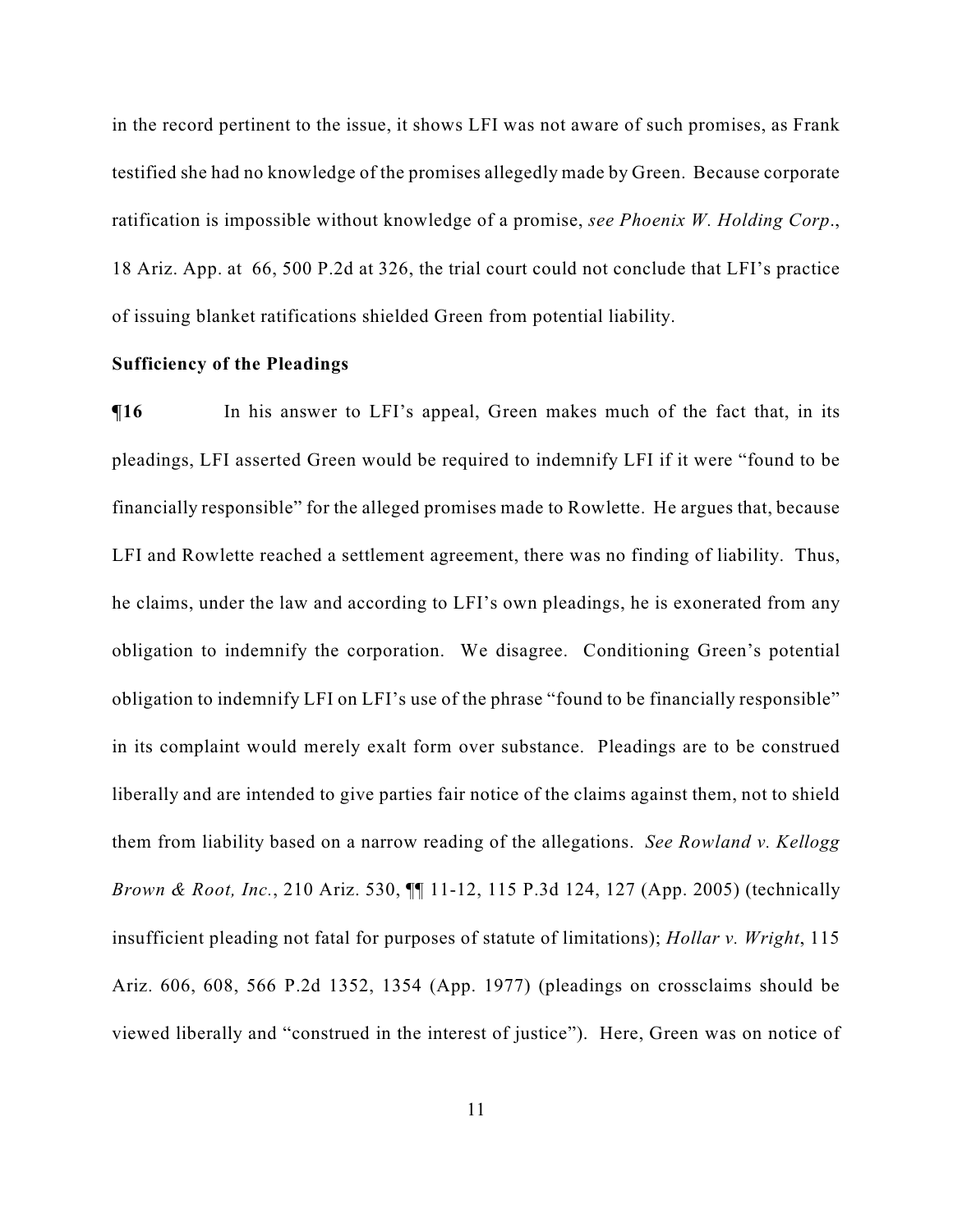in the record pertinent to the issue, it shows LFI was not aware of such promises, as Frank testified she had no knowledge of the promises allegedly made by Green. Because corporate ratification is impossible without knowledge of a promise, *see Phoenix W. Holding Corp*., 18 Ariz. App. at 66, 500 P.2d at 326, the trial court could not conclude that LFI's practice of issuing blanket ratifications shielded Green from potential liability.

**Sufficiency of the Pleadings**

**¶16** In his answer to LFI's appeal, Green makes much of the fact that, in its pleadings, LFI asserted Green would be required to indemnify LFI if it were "found to be financially responsible" for the alleged promises made to Rowlette. He argues that, because LFI and Rowlette reached a settlement agreement, there was no finding of liability. Thus, he claims, under the law and according to LFI's own pleadings, he is exonerated from any obligation to indemnify the corporation. We disagree. Conditioning Green's potential obligation to indemnify LFI on LFI's use of the phrase "found to be financially responsible" in its complaint would merely exalt form over substance. Pleadings are to be construed liberally and are intended to give parties fair notice of the claims against them, not to shield them from liability based on a narrow reading of the allegations. *See Rowland v. Kellogg Brown & Root, Inc.*, 210 Ariz. 530, ¶¶ 11-12, 115 P.3d 124, 127 (App. 2005) (technically insufficient pleading not fatal for purposes of statute of limitations); *Hollar v. Wright*, 115 Ariz. 606, 608, 566 P.2d 1352, 1354 (App. 1977) (pleadings on crossclaims should be viewed liberally and "construed in the interest of justice"). Here, Green was on notice of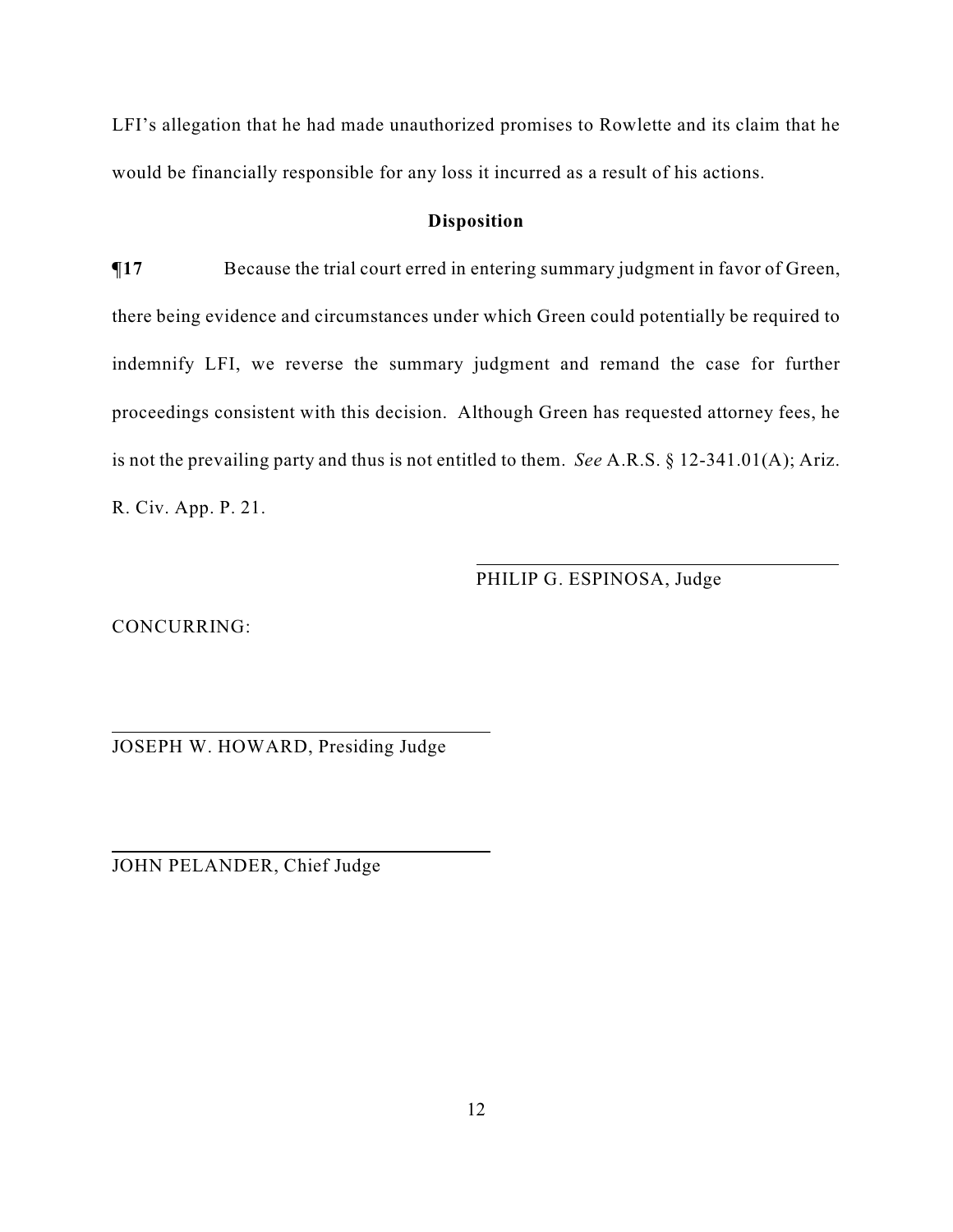LFI's allegation that he had made unauthorized promises to Rowlette and its claim that he would be financially responsible for any loss it incurred as a result of his actions.

## Disposition

**¶17** Because the trial court erred in entering summary judgment in favor of Green, there being evidence and circumstances under which Green could potentially be required to indemnify LFI, we reverse the summary judgment and remand the case for further proceedings consistent with this decision. Although Green has requested attorney fees, he is not the prevailing party and thus is not entitled to them. *See* A.R.S. § 12-341.01(A); Ariz. R. Civ. App. P. 21.

PHILIP G. ESPINOSA, Judge

CONCURRING:

JOSEPH W. HOWARD, Presiding Judge

JOHN PELANDER, Chief Judge